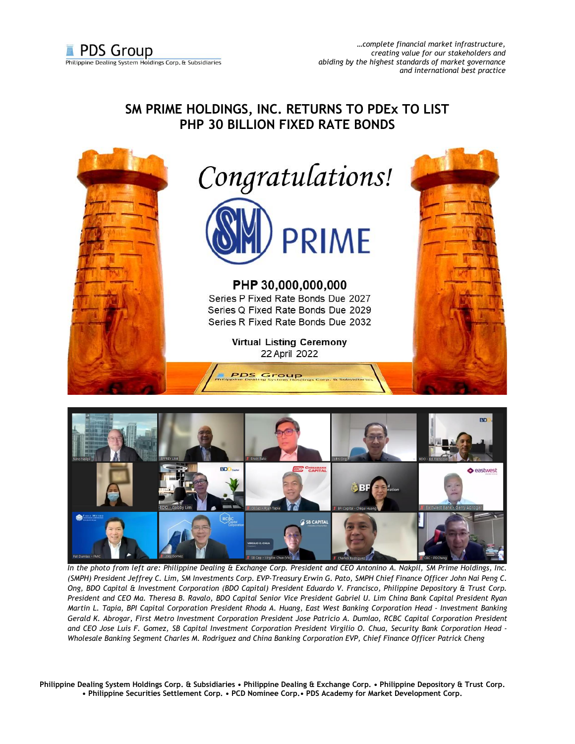*…complete financial market infrastructure, creating value for our stakeholders and abiding by the highest standards of market governance and international best practice*

# SM PRIME HOLDINGS, INC. RETURNS TO PDEx TO LIST PHP 30 BILLION FIXED RATE BONDS

Congratulations!

SM PRIME

**PHP 30,000,000,000**

Series P Fixed Rate Bonds Due 2027
Series Q Fixed Rate Bonds Due 2029
Series R Fixed Rate Bonds Due 2032

**Virtual Listing Ceremony**
22 April 2022

*In the photo from left are: Philippine Dealing & Exchange Corp. President and CEO Antonino A. Nakpil, SM Prime Holdings, Inc. (SMPH) President Jeffrey C. Lim, SM Investments Corp. EVP-Treasury Erwin G. Pato, SMPH Chief Finance Officer John Nai Peng C. Ong, BDO Capital & Investment Corporation (BDO Capital) President Eduardo V. Francisco, Philippine Depository & Trust Corp. President and CEO Ma. Theresa B. Ravalo, BDO Capital Senior Vice President Gabriel U. Lim China Bank Capital President Ryan Martin L. Tapia, BPI Capital Corporation President Rhoda A. Huang, East West Banking Corporation Head - Investment Banking Gerald K. Abrogar, First Metro Investment Corporation President Jose Patricio A. Dumlao, RCBC Capital Corporation President and CEO Jose Luis F. Gomez, SB Capital Investment Corporation President Virgilio O. Chua, Security Bank Corporation Head - Wholesale Banking Segment Charles M. Rodriguez and China Banking Corporation EVP, Chief Finance Officer Patrick Cheng*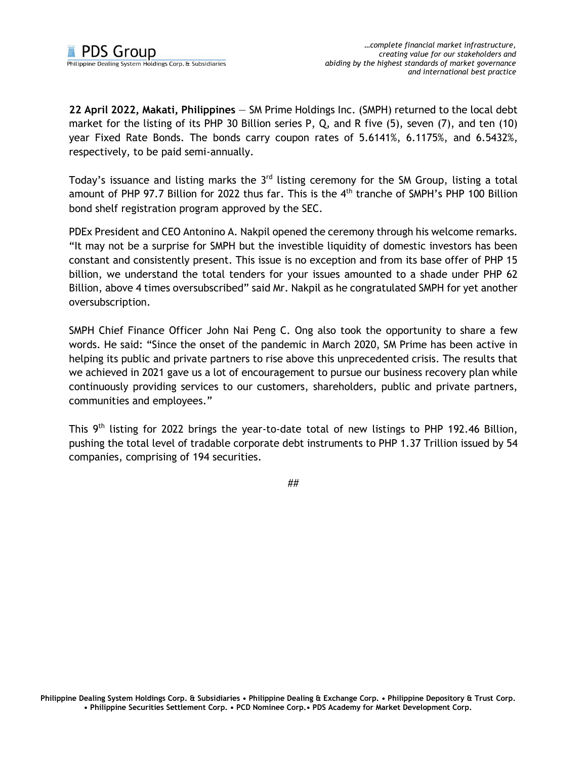**22 April 2022, Makati, Philippines** — SM Prime Holdings Inc. (SMPH) returned to the local debt market for the listing of its PHP 30 Billion series P, Q, and R five (5), seven (7), and ten (10) year Fixed Rate Bonds. The bonds carry coupon rates of 5.6141%, 6.1175%, and 6.5432%, respectively, to be paid semi-annually.

Today's issuance and listing marks the 3rd listing ceremony for the SM Group, listing a total amount of PHP 97.7 Billion for 2022 thus far. This is the 4th tranche of SMPH's PHP 100 Billion bond shelf registration program approved by the SEC.

PDEx President and CEO Antonino A. Nakpil opened the ceremony through his welcome remarks. "It may not be a surprise for SMPH but the investible liquidity of domestic investors has been constant and consistently present. This issue is no exception and from its base offer of PHP 15 billion, we understand the total tenders for your issues amounted to a shade under PHP 62 Billion, above 4 times oversubscribed" said Mr. Nakpil as he congratulated SMPH for yet another oversubscription.

SMPH Chief Finance Officer John Nai Peng C. Ong also took the opportunity to share a few words. He said: "Since the onset of the pandemic in March 2020, SM Prime has been active in helping its public and private partners to rise above this unprecedented crisis. The results that we achieved in 2021 gave us a lot of encouragement to pursue our business recovery plan while continuously providing services to our customers, shareholders, public and private partners, communities and employees."

This 9th listing for 2022 brings the year-to-date total of new listings to PHP 192.46 Billion, pushing the total level of tradable corporate debt instruments to PHP 1.37 Trillion issued by 54 companies, comprising of 194 securities.

##